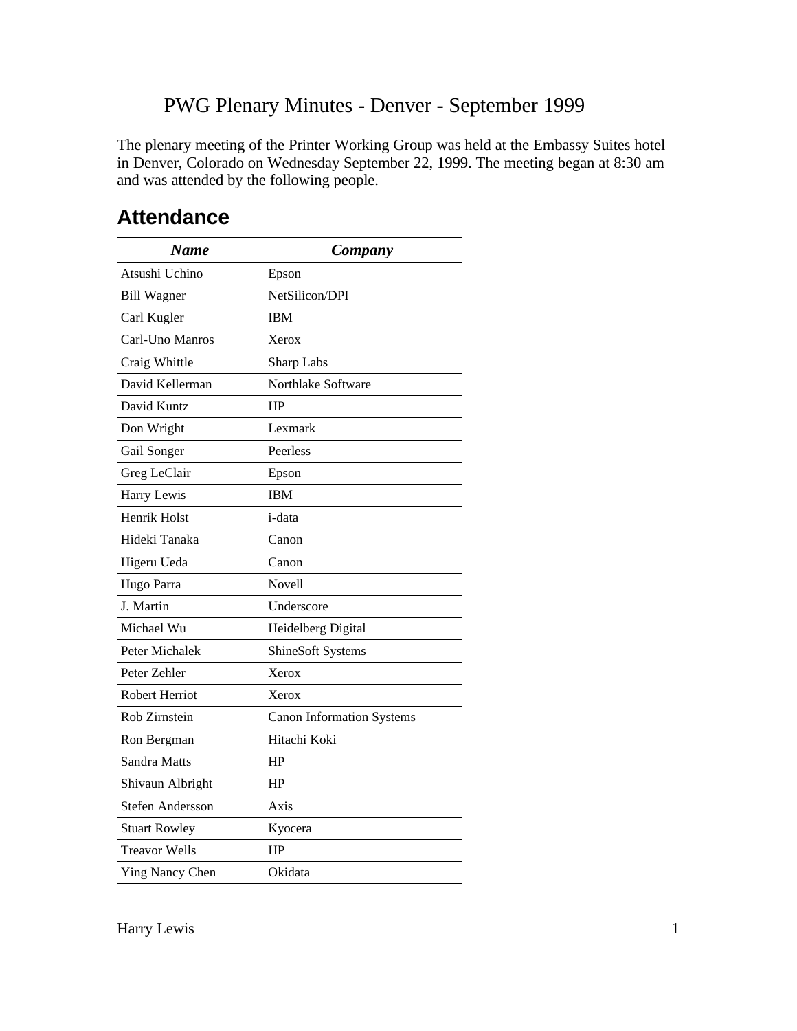# PWG Plenary Minutes - Denver - September 1999

The plenary meeting of the Printer Working Group was held at the Embassy Suites hotel in Denver, Colorado on Wednesday September 22, 1999. The meeting began at 8:30 am and was attended by the following people.

## Attendance

| ***Name*** | ***Company*** |
| --- | --- |
| Atsushi Uchino | Epson |
| Bill Wagner | NetSilicon/DPI |
| Carl Kugler | IBM |
| Carl-Uno Manros | Xerox |
| Craig Whittle | Sharp Labs |
| David Kellerman | Northlake Software |
| David Kuntz | HP |
| Don Wright | Lexmark |
| Gail Songer | Peerless |
| Greg LeClair | Epson |
| Harry Lewis | IBM |
| Henrik Holst | i-data |
| Hideki Tanaka | Canon |
| Higeru Ueda | Canon |
| Hugo Parra | Novell |
| J. Martin | Underscore |
| Michael Wu | Heidelberg Digital |
| Peter Michalek | ShineSoft Systems |
| Peter Zehler | Xerox |
| Robert Herriot | Xerox |
| Rob Zirnstein | Canon Information Systems |
| Ron Bergman | Hitachi Koki |
| Sandra Matts | HP |
| Shivaun Albright | HP |
| Stefen Andersson | Axis |
| Stuart Rowley | Kyocera |
| Treavor Wells | HP |
| Ying Nancy Chen | Okidata |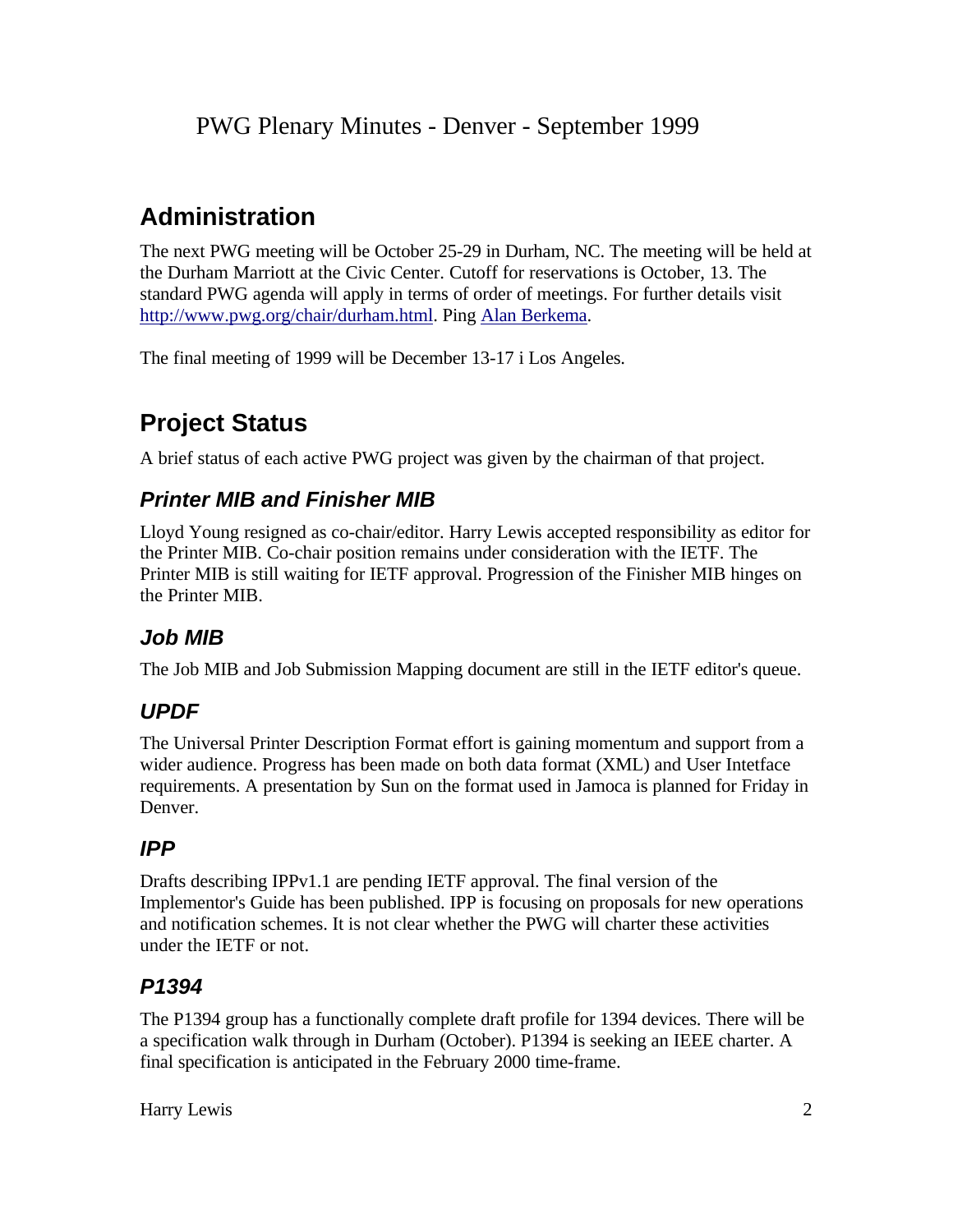PWG Plenary Minutes - Denver - September 1999

## Administration

The next PWG meeting will be October 25-29 in Durham, NC. The meeting will be held at the Durham Marriott at the Civic Center. Cutoff for reservations is October, 13. The standard PWG agenda will apply in terms of order of meetings. For further details visit http://www.pwg.org/chair/durham.html. Ping Alan Berkema.

The final meeting of 1999 will be December 13-17 i Los Angeles.

## Project Status

A brief status of each active PWG project was given by the chairman of that project.

### *Printer MIB and Finisher MIB*

Lloyd Young resigned as co-chair/editor. Harry Lewis accepted responsibility as editor for the Printer MIB. Co-chair position remains under consideration with the IETF. The Printer MIB is still waiting for IETF approval. Progression of the Finisher MIB hinges on the Printer MIB.

### *Job MIB*

The Job MIB and Job Submission Mapping document are still in the IETF editor's queue.

### *UPDF*

The Universal Printer Description Format effort is gaining momentum and support from a wider audience. Progress has been made on both data format (XML) and User Intetface requirements. A presentation by Sun on the format used in Jamoca is planned for Friday in Denver.

### *IPP*

Drafts describing IPPv1.1 are pending IETF approval. The final version of the Implementor's Guide has been published. IPP is focusing on proposals for new operations and notification schemes. It is not clear whether the PWG will charter these activities under the IETF or not.

### *P1394*

The P1394 group has a functionally complete draft profile for 1394 devices. There will be a specification walk through in Durham (October). P1394 is seeking an IEEE charter. A final specification is anticipated in the February 2000 time-frame.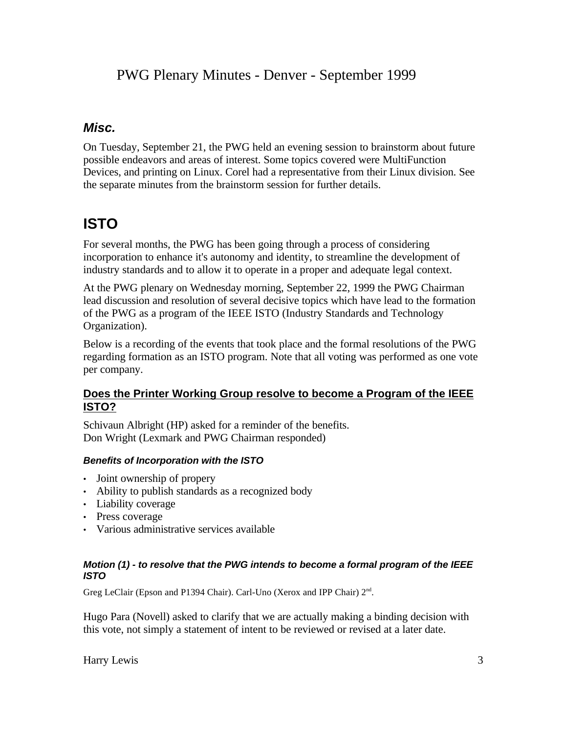## *Misc.*

On Tuesday, September 21, the PWG held an evening session to brainstorm about future possible endeavors and areas of interest. Some topics covered were MultiFunction Devices, and printing on Linux. Corel had a representative from their Linux division. See the separate minutes from the brainstorm session for further details.

# ISTO

For several months, the PWG has been going through a process of considering incorporation to enhance it's autonomy and identity, to streamline the development of industry standards and to allow it to operate in a proper and adequate legal context.

At the PWG plenary on Wednesday morning, September 22, 1999 the PWG Chairman lead discussion and resolution of several decisive topics which have lead to the formation of the PWG as a program of the IEEE ISTO (Industry Standards and Technology Organization).

Below is a recording of the events that took place and the formal resolutions of the PWG regarding formation as an ISTO program. Note that all voting was performed as one vote per company.

### Does the Printer Working Group resolve to become a Program of the IEEE ISTO?

Schivaun Albright (HP) asked for a reminder of the benefits.
Don Wright (Lexmark and PWG Chairman responded)

#### *Benefits of Incorporation with the ISTO*

- Joint ownership of propery
- Ability to publish standards as a recognized body
- Liability coverage
- Press coverage
- Various administrative services available

#### *Motion (1) - to resolve that the PWG intends to become a formal program of the IEEE ISTO*

Greg LeClair (Epson and P1394 Chair). Carl-Uno (Xerox and IPP Chair) 2nd.

Hugo Para (Novell) asked to clarify that we are actually making a binding decision with this vote, not simply a statement of intent to be reviewed or revised at a later date.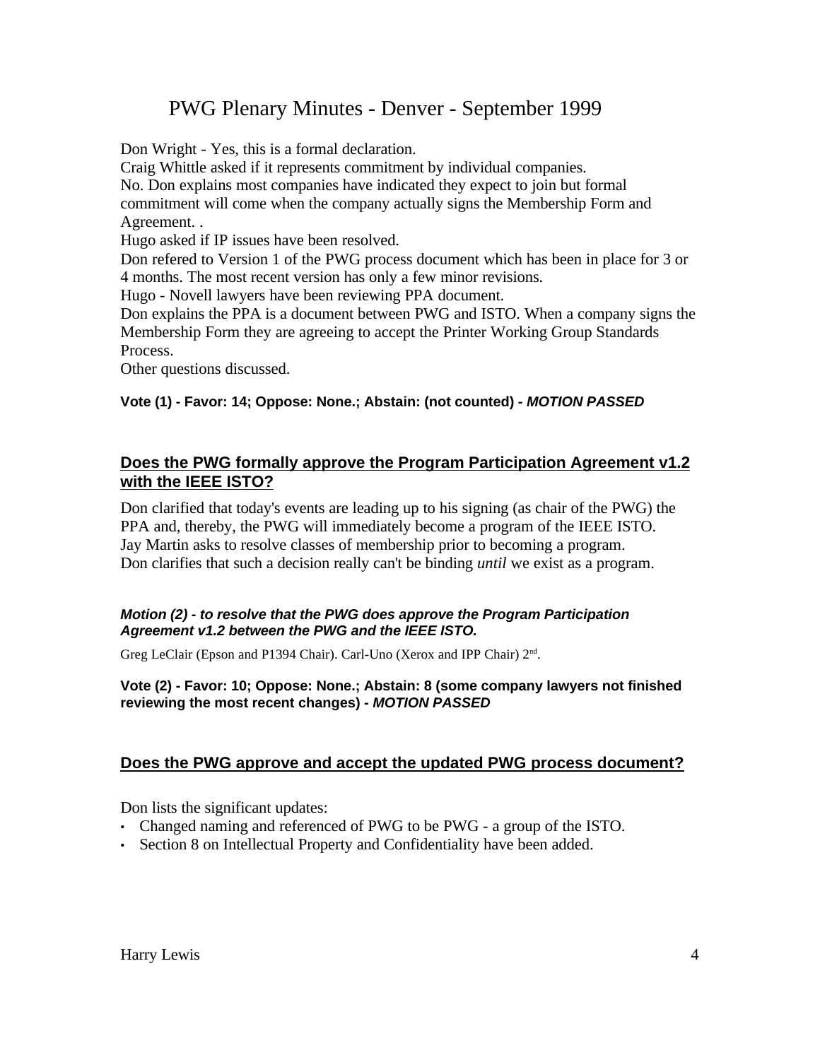# PWG Plenary Minutes - Denver - September 1999

Don Wright - Yes, this is a formal declaration.

Craig Whittle asked if it represents commitment by individual companies.

No. Don explains most companies have indicated they expect to join but formal commitment will come when the company actually signs the Membership Form and Agreement. .

Hugo asked if IP issues have been resolved.

Don refered to Version 1 of the PWG process document which has been in place for 3 or 4 months. The most recent version has only a few minor revisions.

Hugo - Novell lawyers have been reviewing PPA document.

Don explains the PPA is a document between PWG and ISTO. When a company signs the Membership Form they are agreeing to accept the Printer Working Group Standards Process.

Other questions discussed.

**Vote (1) - Favor: 14; Oppose: None.; Abstain: (not counted) - *MOTION PASSED***

## Does the PWG formally approve the Program Participation Agreement v1.2 with the IEEE ISTO?

Don clarified that today's events are leading up to his signing (as chair of the PWG) the PPA and, thereby, the PWG will immediately become a program of the IEEE ISTO.

Jay Martin asks to resolve classes of membership prior to becoming a program.

Don clarifies that such a decision really can't be binding *until* we exist as a program.

***Motion (2) - to resolve that the PWG does approve the Program Participation Agreement v1.2 between the PWG and the IEEE ISTO.***

Greg LeClair (Epson and P1394 Chair). Carl-Uno (Xerox and IPP Chair) 2nd.

**Vote (2) - Favor: 10; Oppose: None.; Abstain: 8 (some company lawyers not finished reviewing the most recent changes) - *MOTION PASSED***

## Does the PWG approve and accept the updated PWG process document?

Don lists the significant updates:

- Changed naming and referenced of PWG to be PWG - a group of the ISTO.
- Section 8 on Intellectual Property and Confidentiality have been added.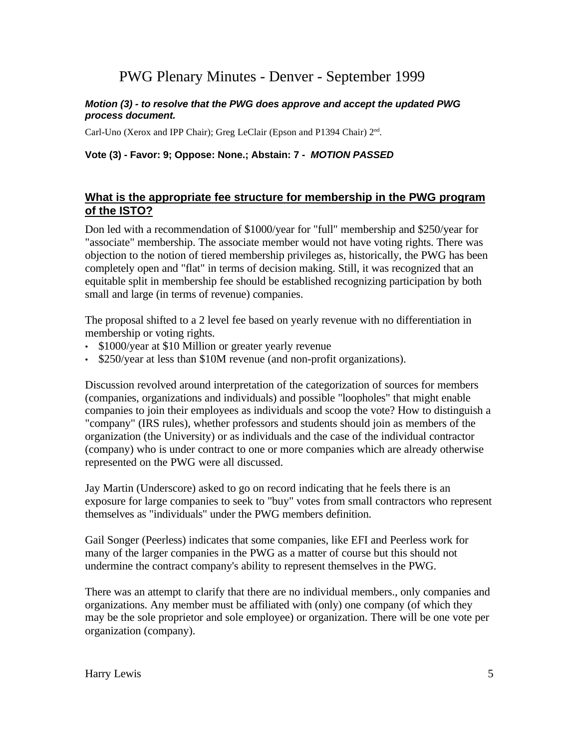# PWG Plenary Minutes - Denver - September 1999

***Motion (3) - to resolve that the PWG does approve and accept the updated PWG process document.***

Carl-Uno (Xerox and IPP Chair); Greg LeClair (Epson and P1394 Chair) 2nd.

**Vote (3) - Favor: 9; Oppose: None.; Abstain: 7 - *MOTION PASSED***

## What is the appropriate fee structure for membership in the PWG program of the ISTO?

Don led with a recommendation of $1000/year for "full" membership and $250/year for "associate" membership. The associate member would not have voting rights. There was objection to the notion of tiered membership privileges as, historically, the PWG has been completely open and "flat" in terms of decision making. Still, it was recognized that an equitable split in membership fee should be established recognizing participation by both small and large (in terms of revenue) companies.

The proposal shifted to a 2 level fee based on yearly revenue with no differentiation in membership or voting rights.

- $1000/year at $10 Million or greater yearly revenue
- $250/year at less than $10M revenue (and non-profit organizations).

Discussion revolved around interpretation of the categorization of sources for members (companies, organizations and individuals) and possible "loopholes" that might enable companies to join their employees as individuals and scoop the vote? How to distinguish a "company" (IRS rules), whether professors and students should join as members of the organization (the University) or as individuals and the case of the individual contractor (company) who is under contract to one or more companies which are already otherwise represented on the PWG were all discussed.

Jay Martin (Underscore) asked to go on record indicating that he feels there is an exposure for large companies to seek to "buy" votes from small contractors who represent themselves as "individuals" under the PWG members definition.

Gail Songer (Peerless) indicates that some companies, like EFI and Peerless work for many of the larger companies in the PWG as a matter of course but this should not undermine the contract company's ability to represent themselves in the PWG.

There was an attempt to clarify that there are no individual members., only companies and organizations. Any member must be affiliated with (only) one company (of which they may be the sole proprietor and sole employee) or organization. There will be one vote per organization (company).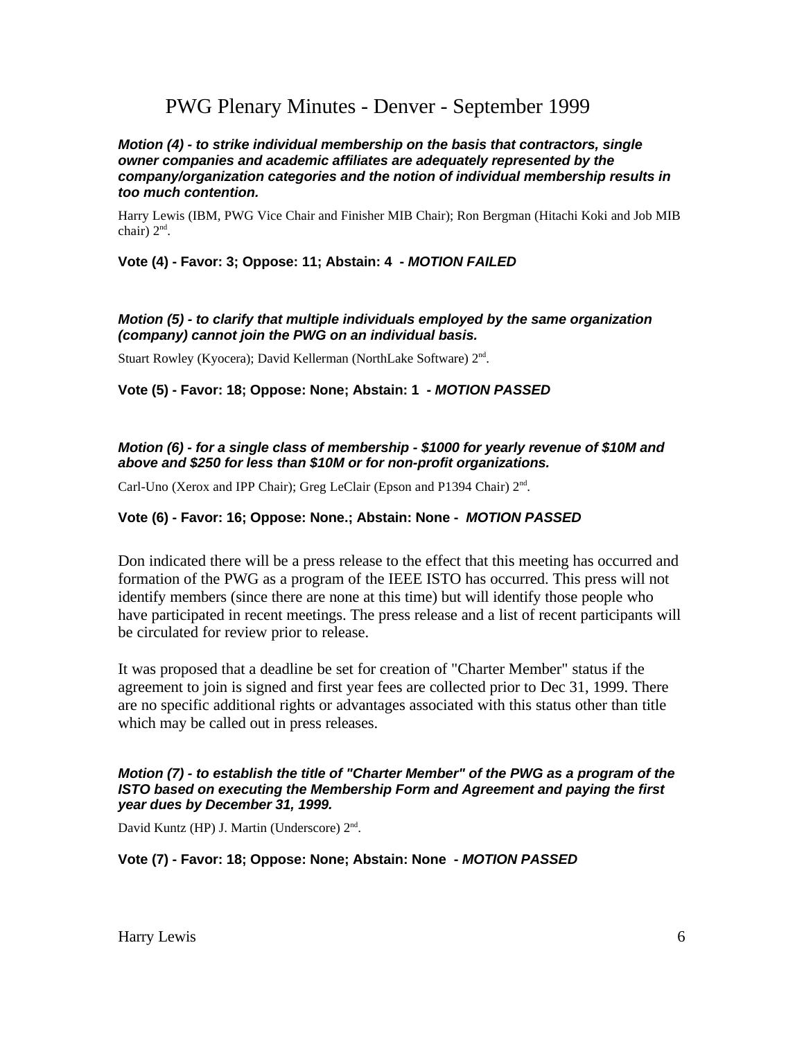# PWG Plenary Minutes - Denver - September 1999

***Motion (4) - to strike individual membership on the basis that contractors, single owner companies and academic affiliates are adequately represented by the company/organization categories and the notion of individual membership results in too much contention.***

Harry Lewis (IBM, PWG Vice Chair and Finisher MIB Chair); Ron Bergman (Hitachi Koki and Job MIB chair) 2nd.

**Vote (4) - Favor: 3; Oppose: 11; Abstain: 4 - *MOTION FAILED***

***Motion (5) - to clarify that multiple individuals employed by the same organization (company) cannot join the PWG on an individual basis.***

Stuart Rowley (Kyocera); David Kellerman (NorthLake Software) 2nd.

**Vote (5) - Favor: 18; Oppose: None; Abstain: 1 - *MOTION PASSED***

***Motion (6) - for a single class of membership - $1000 for yearly revenue of $10M and above and $250 for less than $10M or for non-profit organizations.***

Carl-Uno (Xerox and IPP Chair); Greg LeClair (Epson and P1394 Chair) 2nd.

**Vote (6) - Favor: 16; Oppose: None.; Abstain: None - *MOTION PASSED***

Don indicated there will be a press release to the effect that this meeting has occurred and formation of the PWG as a program of the IEEE ISTO has occurred. This press will not identify members (since there are none at this time) but will identify those people who have participated in recent meetings. The press release and a list of recent participants will be circulated for review prior to release.

It was proposed that a deadline be set for creation of "Charter Member" status if the agreement to join is signed and first year fees are collected prior to Dec 31, 1999. There are no specific additional rights or advantages associated with this status other than title which may be called out in press releases.

***Motion (7) - to establish the title of "Charter Member" of the PWG as a program of the ISTO based on executing the Membership Form and Agreement and paying the first year dues by December 31, 1999.***

David Kuntz (HP) J. Martin (Underscore) 2nd.

**Vote (7) - Favor: 18; Oppose: None; Abstain: None - *MOTION PASSED***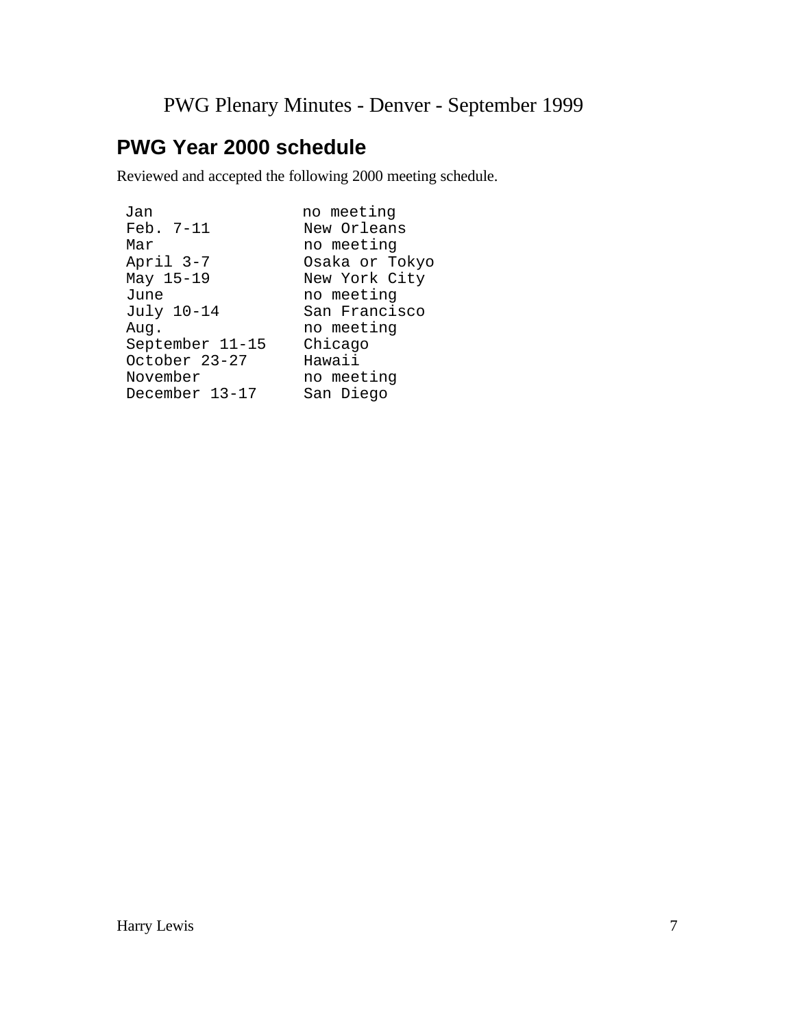## PWG Year 2000 schedule

Reviewed and accepted the following 2000 meeting schedule.

```
Jan               no meeting
Feb. 7-11         New Orleans
Mar               no meeting
April 3-7         Osaka or Tokyo
May 15-19         New York City
June              no meeting
July 10-14        San Francisco
Aug.              no meeting
September 11-15   Chicago
October 23-27     Hawaii
November          no meeting
December 13-17    San Diego
```